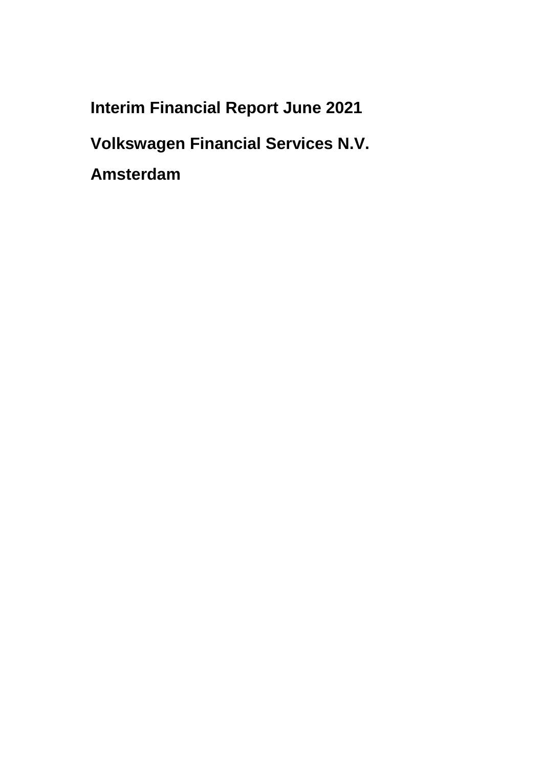# Interim Financial Report June 2021

# Volkswagen Financial Services N.V.

# Amsterdam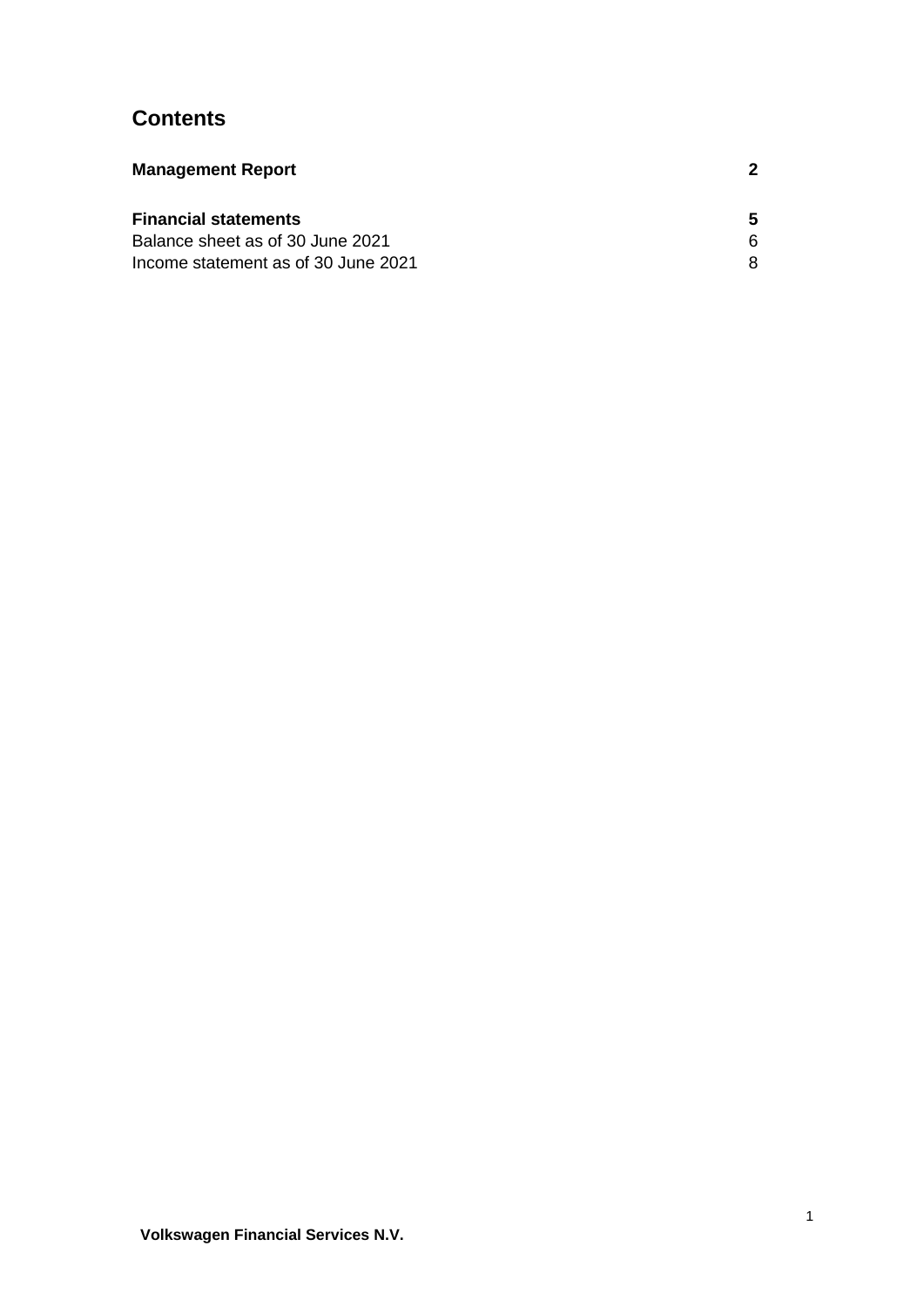# Contents

| | |
|---|---|
| **Management Report** | **2** |
| | |
| **Financial statements** | **5** |
| Balance sheet as of 30 June 2021 | 6 |
| Income statement as of 30 June 2021 | 8 |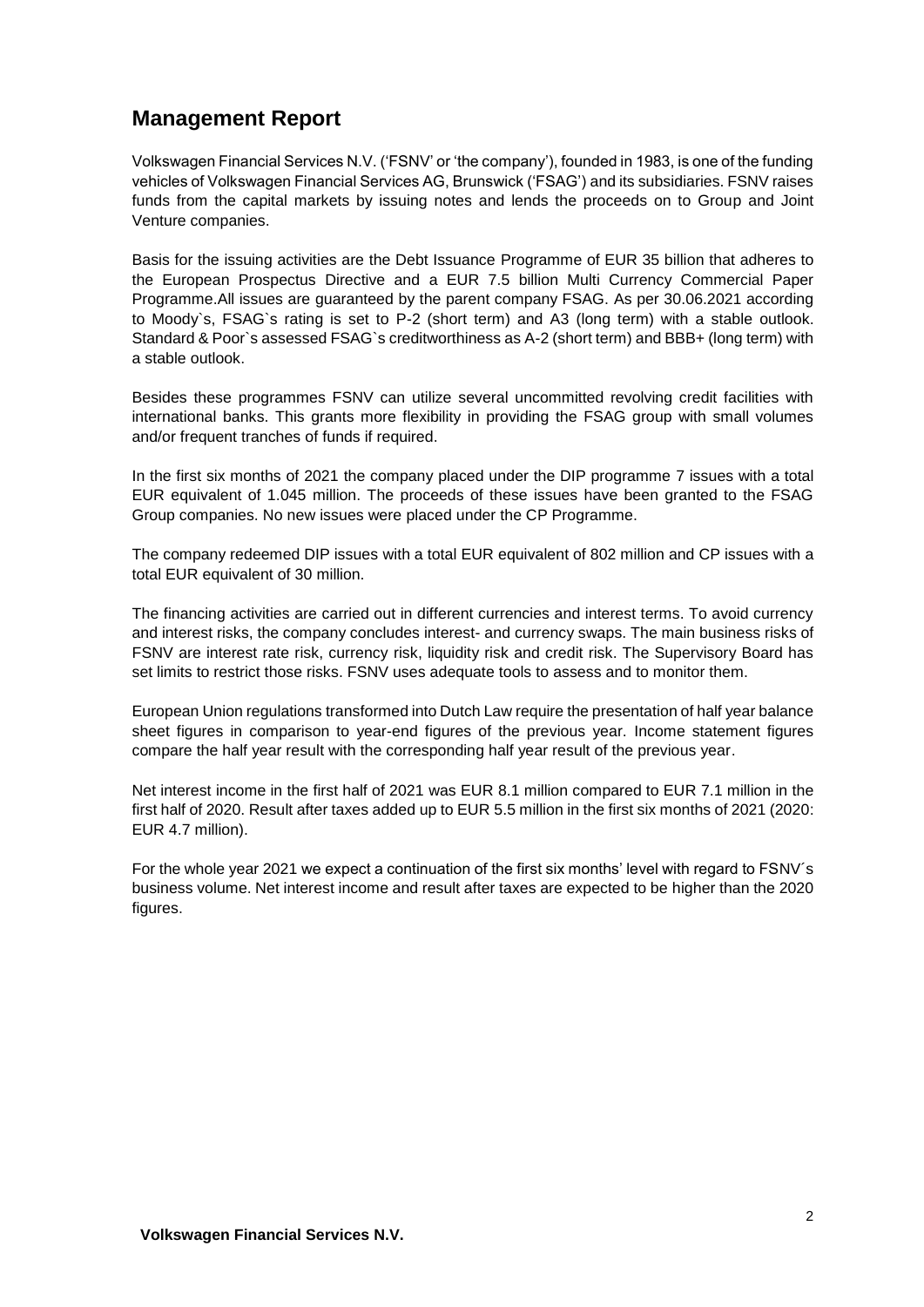## Management Report

Volkswagen Financial Services N.V. ('FSNV' or 'the company'), founded in 1983, is one of the funding vehicles of Volkswagen Financial Services AG, Brunswick ('FSAG') and its subsidiaries. FSNV raises funds from the capital markets by issuing notes and lends the proceeds on to Group and Joint Venture companies.

Basis for the issuing activities are the Debt Issuance Programme of EUR 35 billion that adheres to the European Prospectus Directive and a EUR 7.5 billion Multi Currency Commercial Paper Programme.All issues are guaranteed by the parent company FSAG. As per 30.06.2021 according to Moody`s, FSAG`s rating is set to P-2 (short term) and A3 (long term) with a stable outlook. Standard & Poor`s assessed FSAG`s creditworthiness as A-2 (short term) and BBB+ (long term) with a stable outlook.

Besides these programmes FSNV can utilize several uncommitted revolving credit facilities with international banks. This grants more flexibility in providing the FSAG group with small volumes and/or frequent tranches of funds if required.

In the first six months of 2021 the company placed under the DIP programme 7 issues with a total EUR equivalent of 1.045 million. The proceeds of these issues have been granted to the FSAG Group companies. No new issues were placed under the CP Programme.

The company redeemed DIP issues with a total EUR equivalent of 802 million and CP issues with a total EUR equivalent of 30 million.

The financing activities are carried out in different currencies and interest terms. To avoid currency and interest risks, the company concludes interest- and currency swaps. The main business risks of FSNV are interest rate risk, currency risk, liquidity risk and credit risk. The Supervisory Board has set limits to restrict those risks. FSNV uses adequate tools to assess and to monitor them.

European Union regulations transformed into Dutch Law require the presentation of half year balance sheet figures in comparison to year-end figures of the previous year. Income statement figures compare the half year result with the corresponding half year result of the previous year.

Net interest income in the first half of 2021 was EUR 8.1 million compared to EUR 7.1 million in the first half of 2020. Result after taxes added up to EUR 5.5 million in the first six months of 2021 (2020: EUR 4.7 million).

For the whole year 2021 we expect a continuation of the first six months' level with regard to FSNV´s business volume. Net interest income and result after taxes are expected to be higher than the 2020 figures.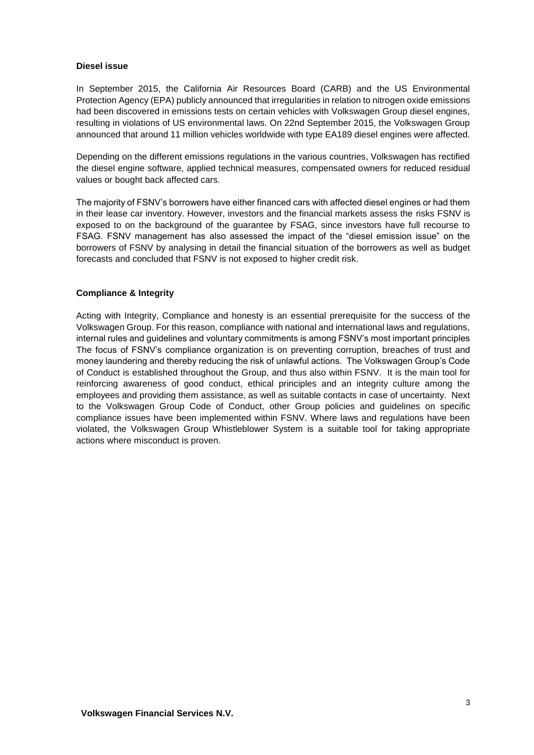**Diesel issue**

In September 2015, the California Air Resources Board (CARB) and the US Environmental Protection Agency (EPA) publicly announced that irregularities in relation to nitrogen oxide emissions had been discovered in emissions tests on certain vehicles with Volkswagen Group diesel engines, resulting in violations of US environmental laws. On 22nd September 2015, the Volkswagen Group announced that around 11 million vehicles worldwide with type EA189 diesel engines were affected.

Depending on the different emissions regulations in the various countries, Volkswagen has rectified the diesel engine software, applied technical measures, compensated owners for reduced residual values or bought back affected cars.

The majority of FSNV's borrowers have either financed cars with affected diesel engines or had them in their lease car inventory. However, investors and the financial markets assess the risks FSNV is exposed to on the background of the guarantee by FSAG, since investors have full recourse to FSAG. FSNV management has also assessed the impact of the "diesel emission issue" on the borrowers of FSNV by analysing in detail the financial situation of the borrowers as well as budget forecasts and concluded that FSNV is not exposed to higher credit risk.

**Compliance & Integrity**

Acting with Integrity, Compliance and honesty is an essential prerequisite for the success of the Volkswagen Group. For this reason, compliance with national and international laws and regulations, internal rules and guidelines and voluntary commitments is among FSNV's most important principles The focus of FSNV's compliance organization is on preventing corruption, breaches of trust and money laundering and thereby reducing the risk of unlawful actions. The Volkswagen Group's Code of Conduct is established throughout the Group, and thus also within FSNV. It is the main tool for reinforcing awareness of good conduct, ethical principles and an integrity culture among the employees and providing them assistance, as well as suitable contacts in case of uncertainty. Next to the Volkswagen Group Code of Conduct, other Group policies and guidelines on specific compliance issues have been implemented within FSNV. Where laws and regulations have been violated, the Volkswagen Group Whistleblower System is a suitable tool for taking appropriate actions where misconduct is proven.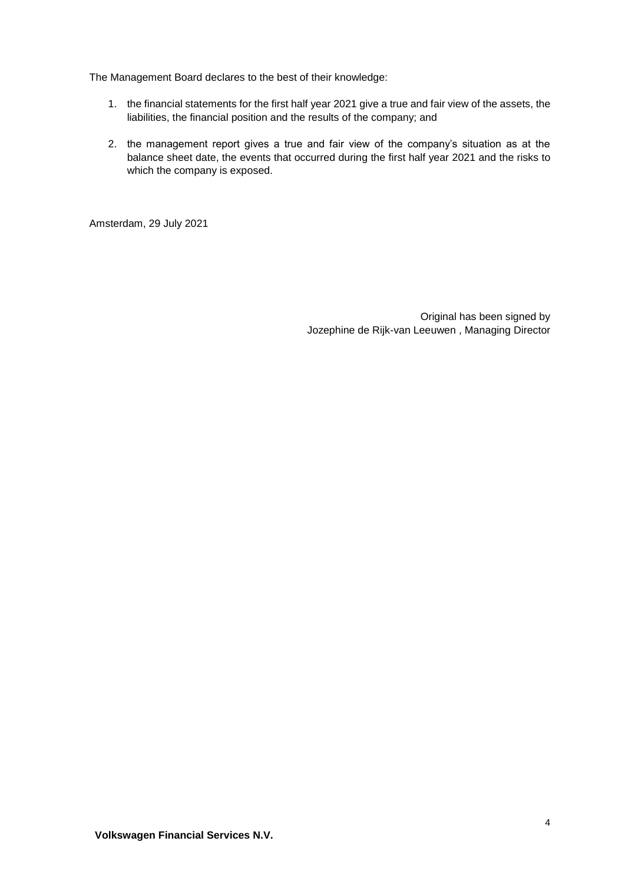The Management Board declares to the best of their knowledge:

1. the financial statements for the first half year 2021 give a true and fair view of the assets, the liabilities, the financial position and the results of the company; and

2. the management report gives a true and fair view of the company's situation as at the balance sheet date, the events that occurred during the first half year 2021 and the risks to which the company is exposed.

Amsterdam, 29 July 2021

Original has been signed by
Jozephine de Rijk-van Leeuwen , Managing Director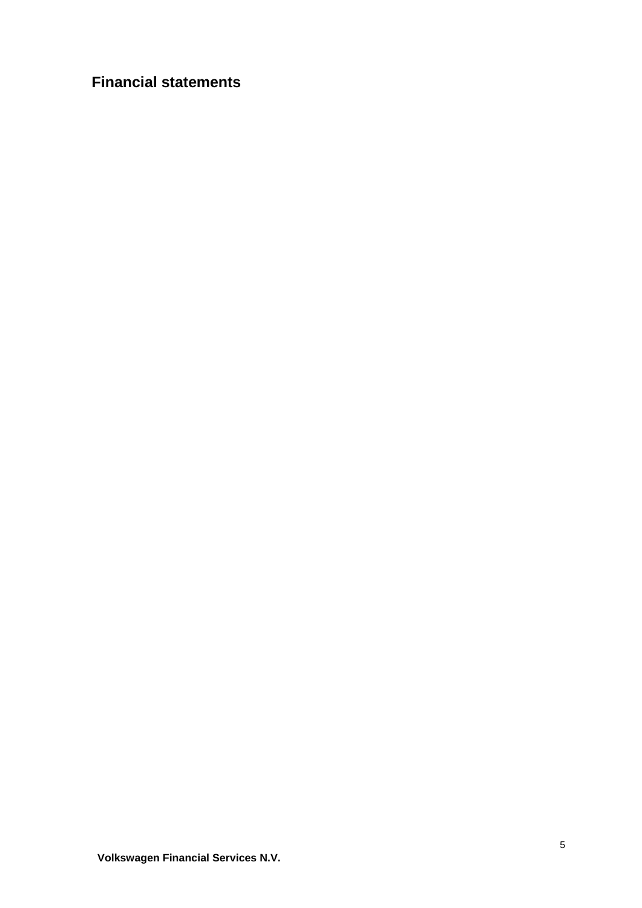# Financial statements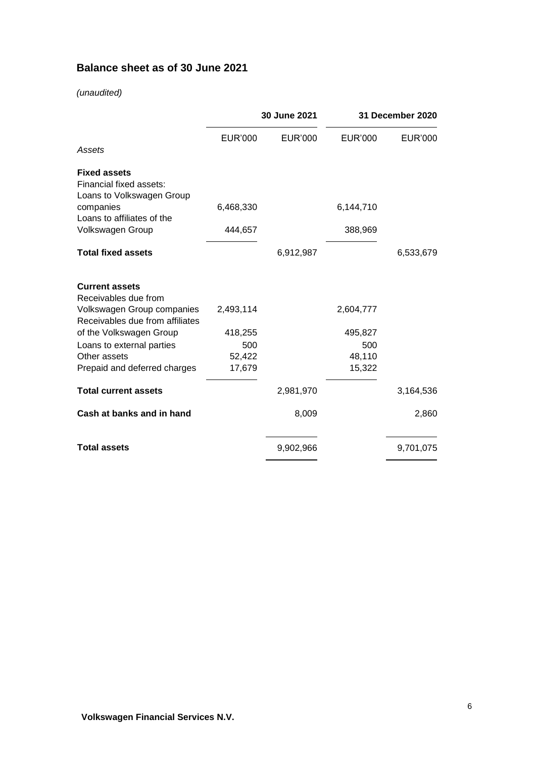## Balance sheet as of 30 June 2021

*(unaudited)*

| | 30 June 2021 | | 31 December 2020 | |
|---|---|---|---|---|
| | EUR'000 | EUR'000 | EUR'000 | EUR'000 |
| *Assets* | | | | |
| **Fixed assets** | | | | |
| Financial fixed assets: | | | | |
| Loans to Volkswagen Group companies | 6,468,330 | | 6,144,710 | |
| Loans to affiliates of the Volkswagen Group | 444,657 | | 388,969 | |
| **Total fixed assets** | | 6,912,987 | | 6,533,679 |
| **Current assets** | | | | |
| Receivables due from Volkswagen Group companies | 2,493,114 | | 2,604,777 | |
| Receivables due from affiliates of the Volkswagen Group | 418,255 | | 495,827 | |
| Loans to external parties | 500 | | 500 | |
| Other assets | 52,422 | | 48,110 | |
| Prepaid and deferred charges | 17,679 | | 15,322 | |
| **Total current assets** | | 2,981,970 | | 3,164,536 |
| **Cash at banks and in hand** | | 8,009 | | 2,860 |
| **Total assets** | | 9,902,966 | | 9,701,075 |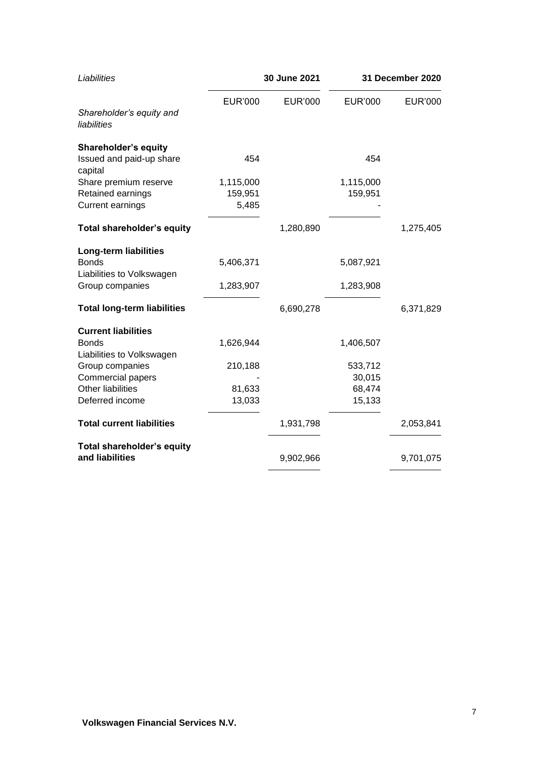| *Liabilities* | 30 June 2021 | | 31 December 2020 | |
|---|---|---|---|---|
| | EUR'000 | EUR'000 | EUR'000 | EUR'000 |
| *Shareholder's equity and liabilities* | | | | |
| **Shareholder's equity** | | | | |
| Issued and paid-up share capital | 454 | | 454 | |
| Share premium reserve | 1,115,000 | | 1,115,000 | |
| Retained earnings | 159,951 | | 159,951 | |
| Current earnings | 5,485 | | - | |
| **Total shareholder's equity** | | 1,280,890 | | 1,275,405 |
| **Long-term liabilities** | | | | |
| Bonds | 5,406,371 | | 5,087,921 | |
| Liabilities to Volkswagen Group companies | 1,283,907 | | 1,283,908 | |
| **Total long-term liabilities** | | 6,690,278 | | 6,371,829 |
| **Current liabilities** | | | | |
| Bonds | 1,626,944 | | 1,406,507 | |
| Liabilities to Volkswagen Group companies | 210,188 | | 533,712 | |
| Commercial papers | - | | 30,015 | |
| Other liabilities | 81,633 | | 68,474 | |
| Deferred income | 13,033 | | 15,133 | |
| **Total current liabilities** | | 1,931,798 | | 2,053,841 |
| **Total shareholder's equity and liabilities** | | 9,902,966 | | 9,701,075 |

**Volkswagen Financial Services N.V.**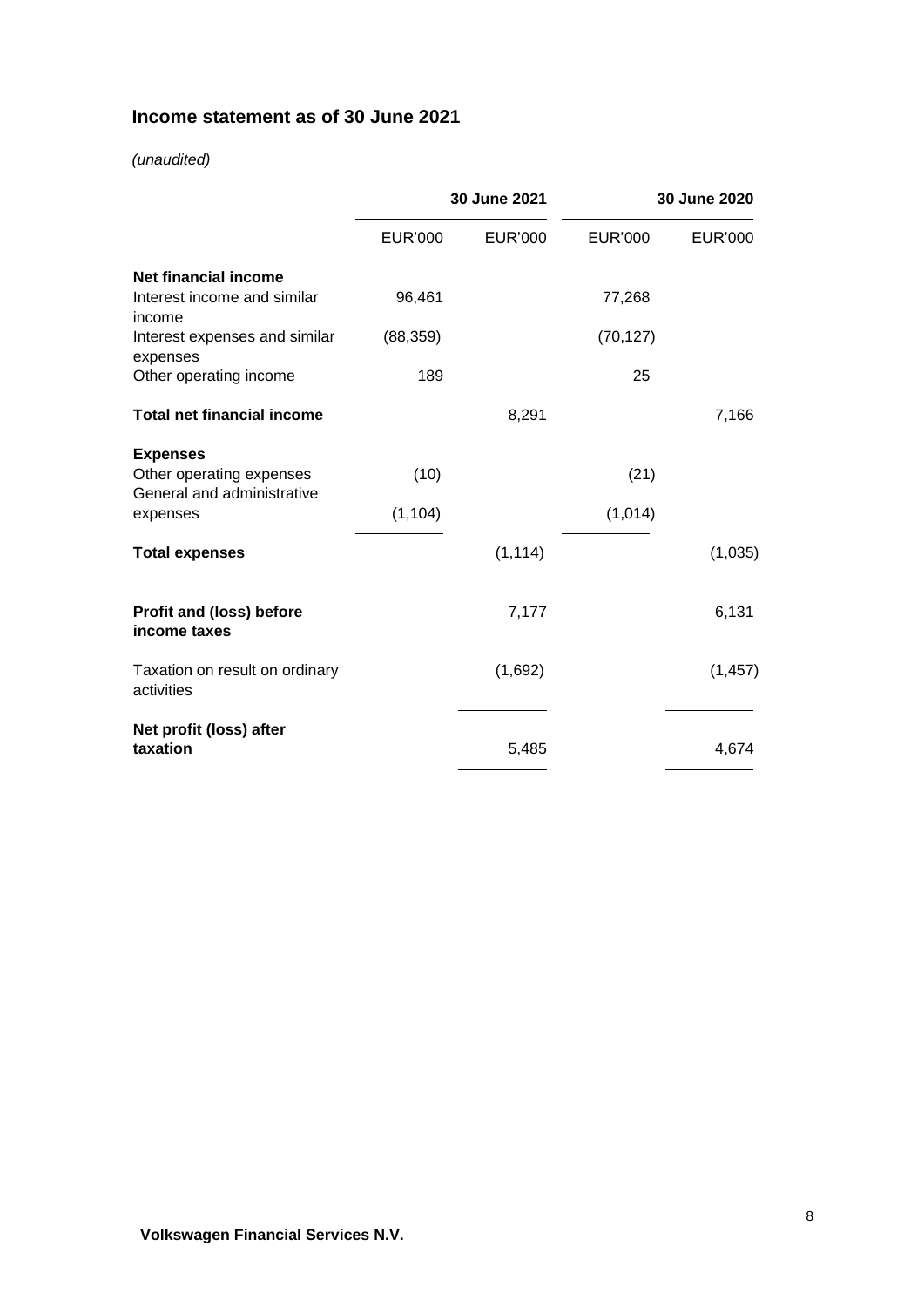## Income statement as of 30 June 2021

*(unaudited)*

| | 30 June 2021 | | 30 June 2020 | |
|---|---|---|---|---|
| | EUR'000 | EUR'000 | EUR'000 | EUR'000 |
| **Net financial income** | | | | |
| Interest income and similar income | 96,461 | | 77,268 | |
| Interest expenses and similar expenses | (88,359) | | (70,127) | |
| Other operating income | 189 | | 25 | |
| **Total net financial income** | | 8,291 | | 7,166 |
| **Expenses** | | | | |
| Other operating expenses | (10) | | (21) | |
| General and administrative expenses | (1,104) | | (1,014) | |
| **Total expenses** | | (1,114) | | (1,035) |
| **Profit and (loss) before income taxes** | | 7,177 | | 6,131 |
| Taxation on result on ordinary activities | | (1,692) | | (1,457) |
| **Net profit (loss) after taxation** | | 5,485 | | 4,674 |

**Volkswagen Financial Services N.V.**